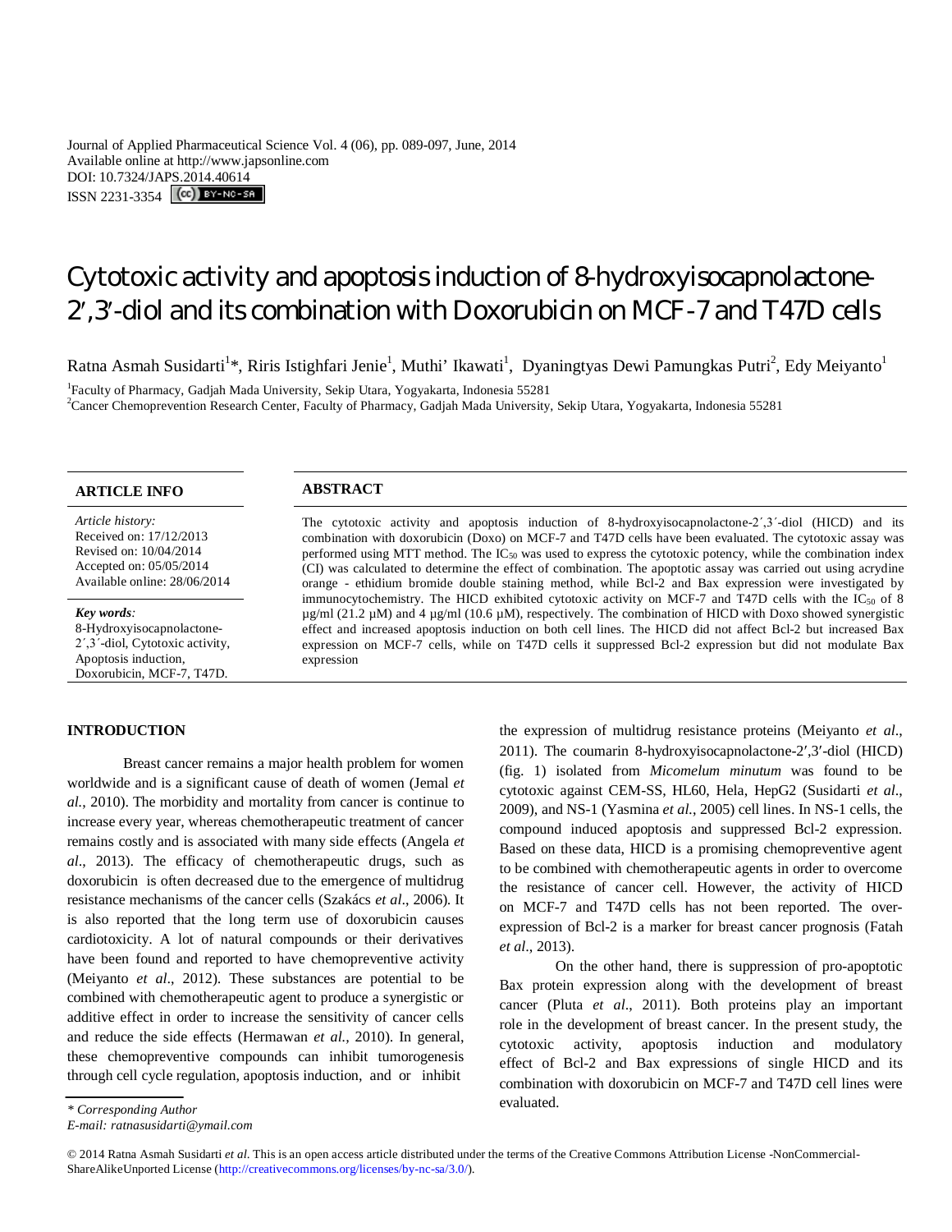Journal of Applied Pharmaceutical Science Vol. 4 (06), pp. 089-097, June, 2014
Available online at http://www.japsonline.com
DOI: 10.7324/JAPS.2014.40614
ISSN 2231-3354

# Cytotoxic activity and apoptosis induction of 8-hydroxyisocapnolactone-2′,3′-diol and its combination with Doxorubicin on MCF-7 and T47D cells

Ratna Asmah Susidarti[1]*, Riris Istighfari Jenie[1], Muthi' Ikawati[1], Dyaningtyas Dewi Pamungkas Putri[2], Edy Meiyanto[1]

[1]Faculty of Pharmacy, Gadjah Mada University, Sekip Utara, Yogyakarta, Indonesia 55281
[2]Cancer Chemoprevention Research Center, Faculty of Pharmacy, Gadjah Mada University, Sekip Utara, Yogyakarta, Indonesia 55281

**ARTICLE INFO**

*Article history:*
Received on: 17/12/2013
Revised on: 10/04/2014
Accepted on: 05/05/2014
Available online: 28/06/2014

***Key words**:*
8-Hydroxyisocapnolactone-2′,3′-diol, Cytotoxic activity, Apoptosis induction, Doxorubicin, MCF-7, T47D.

**ABSTRACT**

The cytotoxic activity and apoptosis induction of 8-hydroxyisocapnolactone-2′,3′-diol (HICD) and its combination with doxorubicin (Doxo) on MCF-7 and T47D cells have been evaluated. The cytotoxic assay was performed using MTT method. The $IC_{50}$ was used to express the cytotoxic potency, while the combination index (CI) was calculated to determine the effect of combination. The apoptotic assay was carried out using acrydine orange - ethidium bromide double staining method, while Bcl-2 and Bax expression were investigated by immunocytochemistry. The HICD exhibited cytotoxic activity on MCF-7 and T47D cells with the $IC_{50}$ of 8 µg/ml (21.2 µM) and 4 µg/ml (10.6 µM), respectively. The combination of HICD with Doxo showed synergistic effect and increased apoptosis induction on both cell lines. The HICD did not affect Bcl-2 but increased Bax expression on MCF-7 cells, while on T47D cells it suppressed Bcl-2 expression but did not modulate Bax expression

## INTRODUCTION

Breast cancer remains a major health problem for women worldwide and is a significant cause of death of women (Jemal *et al*., 2010). The morbidity and mortality from cancer is continue to increase every year, whereas chemotherapeutic treatment of cancer remains costly and is associated with many side effects (Angela *et al*., 2013). The efficacy of chemotherapeutic drugs, such as doxorubicin is often decreased due to the emergence of multidrug resistance mechanisms of the cancer cells (Szakács *et al*., 2006). It is also reported that the long term use of doxorubicin causes cardiotoxicity. A lot of natural compounds or their derivatives have been found and reported to have chemopreventive activity (Meiyanto *et al*., 2012). These substances are potential to be combined with chemotherapeutic agent to produce a synergistic or additive effect in order to increase the sensitivity of cancer cells and reduce the side effects (Hermawan *et al.,* 2010). In general, these chemopreventive compounds can inhibit tumorogenesis through cell cycle regulation, apoptosis induction, and or inhibit the expression of multidrug resistance proteins (Meiyanto *et al*., 2011). The coumarin 8-hydroxyisocapnolactone-2′,3′-diol (HICD) (fig. 1) isolated from *Micomelum minutum* was found to be cytotoxic against CEM-SS, HL60, Hela, HepG2 (Susidarti *et al*., 2009), and NS-1 (Yasmina *et al.*, 2005) cell lines. In NS-1 cells, the compound induced apoptosis and suppressed Bcl-2 expression. Based on these data, HICD is a promising chemopreventive agent to be combined with chemotherapeutic agents in order to overcome the resistance of cancer cell. However, the activity of HICD on MCF-7 and T47D cells has not been reported. The over-expression of Bcl-2 is a marker for breast cancer prognosis (Fatah *et al*., 2013).

On the other hand, there is suppression of pro-apoptotic Bax protein expression along with the development of breast cancer (Pluta *et al*., 2011). Both proteins play an important role in the development of breast cancer. In the present study, the cytotoxic activity, apoptosis induction and modulatory effect of Bcl-2 and Bax expressions of single HICD and its combination with doxorubicin on MCF-7 and T47D cell lines were evaluated.

*\* Corresponding Author*
*E-mail: ratnasusidarti@ymail.com*

© 2014 Ratna Asmah Susidarti *et al.* This is an open access article distributed under the terms of the Creative Commons Attribution License -NonCommercial-ShareAlikeUnported License (http://creativecommons.org/licenses/by-nc-sa/3.0/).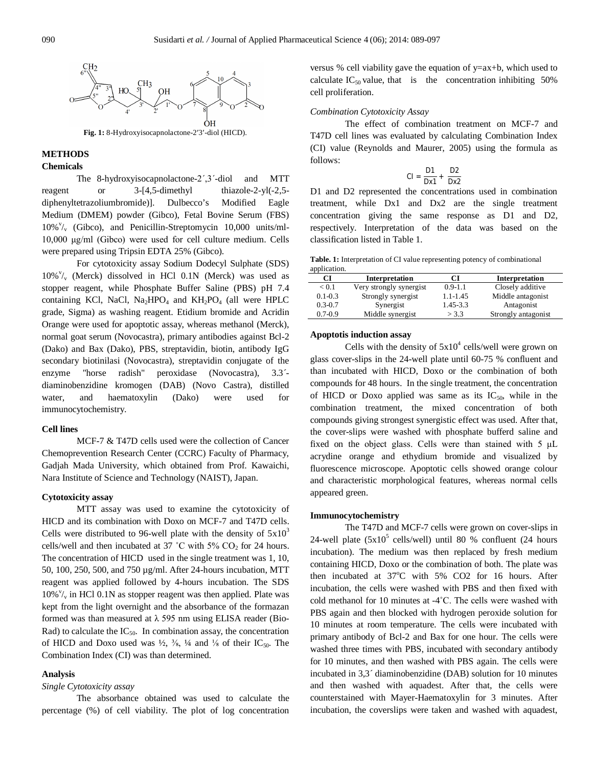Fig. 1: 8-Hydroxyisocapnolactone-2′3′-diol (HICD).

## METHODS

### Chemicals

The 8-hydroxyisocapnolactone-2´,3´-diol and MTT reagent or 3-[4,5-dimethyl thiazole-2-yl(-2,5-diphenyltetrazoliumbromide)]. Dulbecco's Modified Eagle Medium (DMEM) powder (Gibco), Fetal Bovine Serum (FBS) 10%$^v/_v$ (Gibco), and Penicillin-Streptomycin 10,000 units/ml-10,000 μg/ml (Gibco) were used for cell culture medium. Cells were prepared using Tripsin EDTA 25% (Gibco).

For cytotoxicity assay Sodium Dodecyl Sulphate (SDS) 10%$^v/_v$ (Merck) dissolved in HCl 0.1N (Merck) was used as stopper reagent, while Phosphate Buffer Saline (PBS) pH 7.4 containing KCl, NaCl, $Na_2HPO_4$ and $KH_2PO_4$ (all were HPLC grade, Sigma) as washing reagent. Etidium bromide and Acridin Orange were used for apoptotic assay, whereas methanol (Merck), normal goat serum (Novocastra), primary antibodies against Bcl-2 (Dako) and Bax (Dako), PBS, streptavidin, biotin, antibody IgG secondary biotinilasi (Novocastra), streptavidin conjugate of the enzyme "horse radish" peroxidase (Novocastra), 3.3´-diaminobenzidine kromogen (DAB) (Novo Castra), distilled water, and haematoxylin (Dako) were used for immunocytochemistry.

### Cell lines

MCF-7 & T47D cells used were the collection of Cancer Chemoprevention Research Center (CCRC) Faculty of Pharmacy, Gadjah Mada University, which obtained from Prof. Kawaichi, Nara Institute of Science and Technology (NAIST), Japan.

### Cytotoxicity assay

MTT assay was used to examine the cytotoxicity of HICD and its combination with Doxo on MCF-7 and T47D cells. Cells were distributed to 96-well plate with the density of $5x10^3$ cells/well and then incubated at 37 ˚C with 5% $CO_2$ for 24 hours. The concentration of HICD used in the single treatment was 1, 10, 50, 100, 250, 500, and 750 µg/ml. After 24-hours incubation, MTT reagent was applied followed by 4-hours incubation. The SDS 10%$^v/_v$ in HCl 0.1N as stopper reagent was then applied. Plate was kept from the light overnight and the absorbance of the formazan formed was than measured at λ 595 nm using ELISA reader (Bio-Rad) to calculate the $IC_{50}$. In combination assay, the concentration of HICD and Doxo used was ½, ⅜, ¼ and ⅛ of their $IC_{50}$. The Combination Index (CI) was than determined.

### Analysis

*Single Cytotoxicity assay*

The absorbance obtained was used to calculate the percentage (%) of cell viability. The plot of log concentration versus % cell viability gave the equation of y=ax+b, which used to calculate $IC_{50}$ value, that is the concentration inhibiting 50% cell proliferation.

*Combination Cytotoxicity Assay*

The effect of combination treatment on MCF-7 and T47D cell lines was evaluated by calculating Combination Index (CI) value (Reynolds and Maurer, 2005) using the formula as follows:

$$CI = \frac{D1}{Dx1} + \frac{D2}{Dx2}$$

D1 and D2 represented the concentrations used in combination treatment, while Dx1 and Dx2 are the single treatment concentration giving the same response as D1 and D2, respectively. Interpretation of the data was based on the classification listed in Table 1.

**Table. 1:** Interpretation of CI value representing potency of combinational application.

| CI | Interpretation | CI | Interpretation |
|---|---|---|---|
| < 0.1 | Very strongly synergist | 0.9-1.1 | Closely additive |
| 0.1-0.3 | Strongly synergist | 1.1-1.45 | Middle antagonist |
| 0.3-0.7 | Synergist | 1.45-3.3 | Antagonist |
| 0.7-0.9 | Middle synergist | > 3.3 | Strongly antagonist |

### Apoptotis induction assay

Cells with the density of $5x10^4$ cells/well were grown on glass cover-slips in the 24-well plate until 60-75 % confluent and than incubated with HICD, Doxo or the combination of both compounds for 48 hours. In the single treatment, the concentration of HICD or Doxo applied was same as its $IC_{50}$, while in the combination treatment, the mixed concentration of both compounds giving strongest synergistic effect was used. After that, the cover-slips were washed with phosphate bufferd saline and fixed on the object glass. Cells were than stained with 5 µL acrydine orange and ethydium bromide and visualized by fluorescence microscope. Apoptotic cells showed orange colour and characteristic morphological features, whereas normal cells appeared green.

### Immunocytochemistry

The T47D and MCF-7 cells were grown on cover-slips in 24-well plate ($5x10^5$ cells/well) until 80 % confluent (24 hours incubation). The medium was then replaced by fresh medium containing HICD, Doxo or the combination of both. The plate was then incubated at 37$^o$C with 5% CO2 for 16 hours. After incubation, the cells were washed with PBS and then fixed with cold methanol for 10 minutes at -4˚C. The cells were washed with PBS again and then blocked with hydrogen peroxide solution for 10 minutes at room temperature. The cells were incubated with primary antibody of Bcl-2 and Bax for one hour. The cells were washed three times with PBS, incubated with secondary antibody for 10 minutes, and then washed with PBS again. The cells were incubated in 3,3´ diaminobenzidine (DAB) solution for 10 minutes and then washed with aquadest. After that, the cells were counterstained with Mayer-Haematoxylin for 3 minutes. After incubation, the coverslips were taken and washed with aquadest,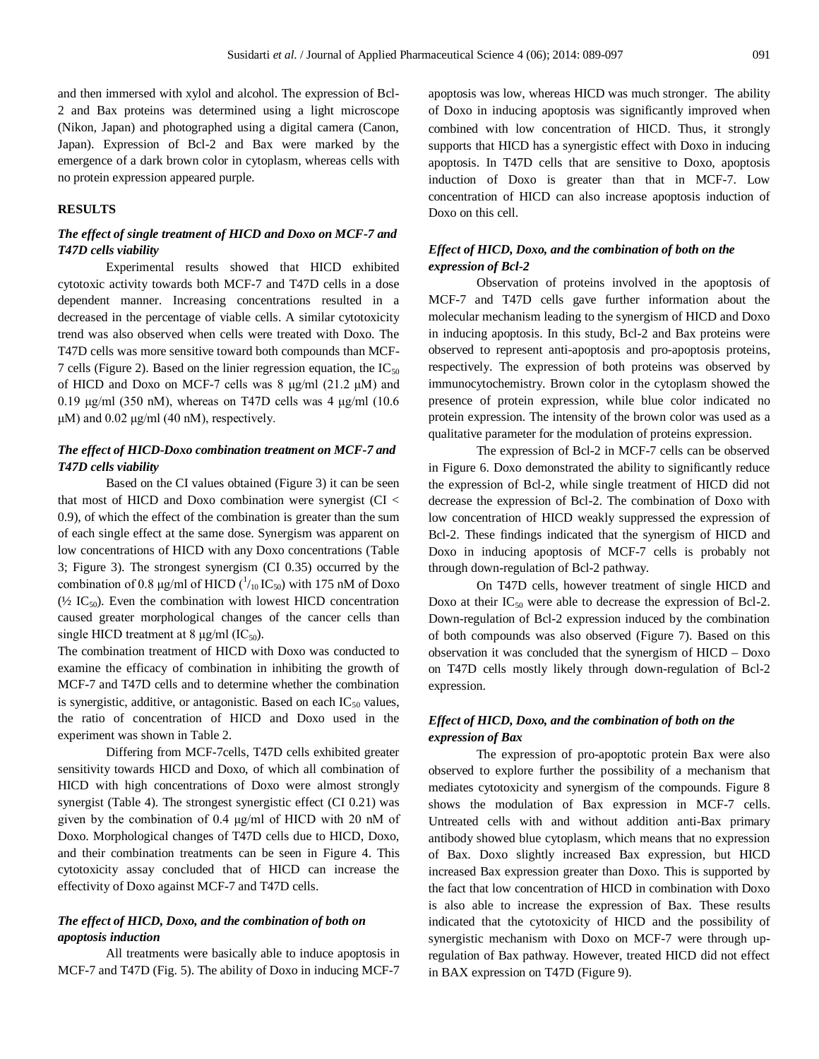and then immersed with xylol and alcohol. The expression of Bcl-2 and Bax proteins was determined using a light microscope (Nikon, Japan) and photographed using a digital camera (Canon, Japan). Expression of Bcl-2 and Bax were marked by the emergence of a dark brown color in cytoplasm, whereas cells with no protein expression appeared purple.

## RESULTS

### *The effect of single treatment of HICD and Doxo on MCF-7 and T47D cells viability*

Experimental results showed that HICD exhibited cytotoxic activity towards both MCF-7 and T47D cells in a dose dependent manner. Increasing concentrations resulted in a decreased in the percentage of viable cells. A similar cytotoxicity trend was also observed when cells were treated with Doxo. The T47D cells was more sensitive toward both compounds than MCF-7 cells (Figure 2). Based on the linier regression equation, the $IC_{50}$ of HICD and Doxo on MCF-7 cells was 8 μg/ml (21.2 μM) and 0.19 μg/ml (350 nM), whereas on T47D cells was 4 μg/ml (10.6 μM) and 0.02 μg/ml (40 nM), respectively.

### *The effect of HICD-Doxo combination treatment on MCF-7 and T47D cells viability*

Based on the CI values obtained (Figure 3) it can be seen that most of HICD and Doxo combination were synergist (CI < 0.9), of which the effect of the combination is greater than the sum of each single effect at the same dose. Synergism was apparent on low concentrations of HICD with any Doxo concentrations (Table 3; Figure 3). The strongest synergism (CI 0.35) occurred by the combination of 0.8 μg/ml of HICD ($^{1}/_{10}$ $IC_{50}$) with 175 nM of Doxo (½ $IC_{50}$). Even the combination with lowest HICD concentration caused greater morphological changes of the cancer cells than single HICD treatment at 8 μg/ml ($IC_{50}$).

The combination treatment of HICD with Doxo was conducted to examine the efficacy of combination in inhibiting the growth of MCF-7 and T47D cells and to determine whether the combination is synergistic, additive, or antagonistic. Based on each $IC_{50}$ values, the ratio of concentration of HICD and Doxo used in the experiment was shown in Table 2.

Differing from MCF-7cells, T47D cells exhibited greater sensitivity towards HICD and Doxo, of which all combination of HICD with high concentrations of Doxo were almost strongly synergist (Table 4). The strongest synergistic effect (CI 0.21) was given by the combination of 0.4 μg/ml of HICD with 20 nM of Doxo. Morphological changes of T47D cells due to HICD, Doxo, and their combination treatments can be seen in Figure 4. This cytotoxicity assay concluded that of HICD can increase the effectivity of Doxo against MCF-7 and T47D cells.

### *The effect of HICD, Doxo, and the combination of both on apoptosis induction*

All treatments were basically able to induce apoptosis in MCF-7 and T47D (Fig. 5). The ability of Doxo in inducing MCF-7 apoptosis was low, whereas HICD was much stronger. The ability of Doxo in inducing apoptosis was significantly improved when combined with low concentration of HICD. Thus, it strongly supports that HICD has a synergistic effect with Doxo in inducing apoptosis. In T47D cells that are sensitive to Doxo, apoptosis induction of Doxo is greater than that in MCF-7. Low concentration of HICD can also increase apoptosis induction of Doxo on this cell.

### *Effect of HICD, Doxo, and the combination of both on the expression of Bcl-2*

Observation of proteins involved in the apoptosis of MCF-7 and T47D cells gave further information about the molecular mechanism leading to the synergism of HICD and Doxo in inducing apoptosis. In this study, Bcl-2 and Bax proteins were observed to represent anti-apoptosis and pro-apoptosis proteins, respectively. The expression of both proteins was observed by immunocytochemistry. Brown color in the cytoplasm showed the presence of protein expression, while blue color indicated no protein expression. The intensity of the brown color was used as a qualitative parameter for the modulation of proteins expression.

The expression of Bcl-2 in MCF-7 cells can be observed in Figure 6. Doxo demonstrated the ability to significantly reduce the expression of Bcl-2, while single treatment of HICD did not decrease the expression of Bcl-2. The combination of Doxo with low concentration of HICD weakly suppressed the expression of Bcl-2. These findings indicated that the synergism of HICD and Doxo in inducing apoptosis of MCF-7 cells is probably not through down-regulation of Bcl-2 pathway.

On T47D cells, however treatment of single HICD and Doxo at their $IC_{50}$ were able to decrease the expression of Bcl-2. Down-regulation of Bcl-2 expression induced by the combination of both compounds was also observed (Figure 7). Based on this observation it was concluded that the synergism of HICD – Doxo on T47D cells mostly likely through down-regulation of Bcl-2 expression.

### *Effect of HICD, Doxo, and the combination of both on the expression of Bax*

The expression of pro-apoptotic protein Bax were also observed to explore further the possibility of a mechanism that mediates cytotoxicity and synergism of the compounds. Figure 8 shows the modulation of Bax expression in MCF-7 cells. Untreated cells with and without addition anti-Bax primary antibody showed blue cytoplasm, which means that no expression of Bax. Doxo slightly increased Bax expression, but HICD increased Bax expression greater than Doxo. This is supported by the fact that low concentration of HICD in combination with Doxo is also able to increase the expression of Bax. These results indicated that the cytotoxicity of HICD and the possibility of synergistic mechanism with Doxo on MCF-7 were through up-regulation of Bax pathway. However, treated HICD did not effect in BAX expression on T47D (Figure 9).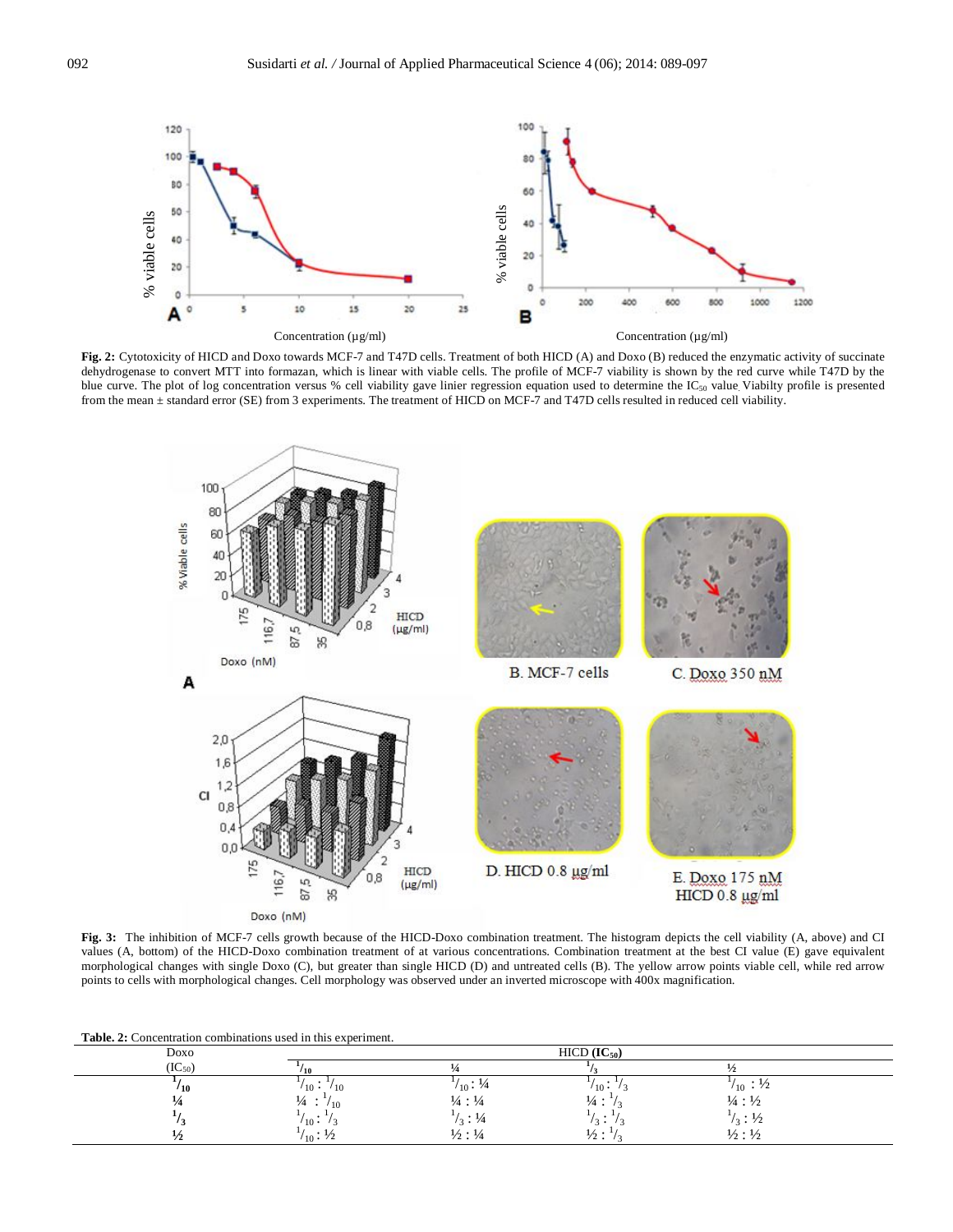Fig. 2: Cytotoxicity of HICD and Doxo towards MCF-7 and T47D cells. Treatment of both HICD (A) and Doxo (B) reduced the enzymatic activity of succinate dehydrogenase to convert MTT into formazan, which is linear with viable cells. The profile of MCF-7 viability is shown by the red curve while T47D by the blue curve. The plot of log concentration versus % cell viability gave linier regression equation used to determine the $IC_{50}$ value. Viabilty profile is presented from the mean ± standard error (SE) from 3 experiments. The treatment of HICD on MCF-7 and T47D cells resulted in reduced cell viability.

Fig. 3: The inhibition of MCF-7 cells growth because of the HICD-Doxo combination treatment. The histogram depicts the cell viability (A, above) and CI values (A, bottom) of the HICD-Doxo combination treatment of at various concentrations. Combination treatment at the best CI value (E) gave equivalent morphological changes with single Doxo (C), but greater than single HICD (D) and untreated cells (B). The yellow arrow points viable cell, while red arrow points to cells with morphological changes. Cell morphology was observed under an inverted microscope with 400x magnification.

**Table. 2:** Concentration combinations used in this experiment.

| Doxo ($IC_{50}$) | HICD ($IC_{50}$) | | | |
|---|---|---|---|---|
| | **1/10** | ¼ | 1/3 | ½ |
| **1/10** | 1/10 : 1/10 | 1/10 : ¼ | 1/10 : 1/3 | 1/10 : ½ |
| **¼** | ¼ : 1/10 | ¼ : ¼ | ¼ : 1/3 | ¼ : ½ |
| **1/3** | 1/10 : 1/3 | 1/3 : ¼ | 1/3 : 1/3 | 1/3 : ½ |
| **½** | 1/10 : ½ | ½ : ¼ | ½ : 1/3 | ½ : ½ |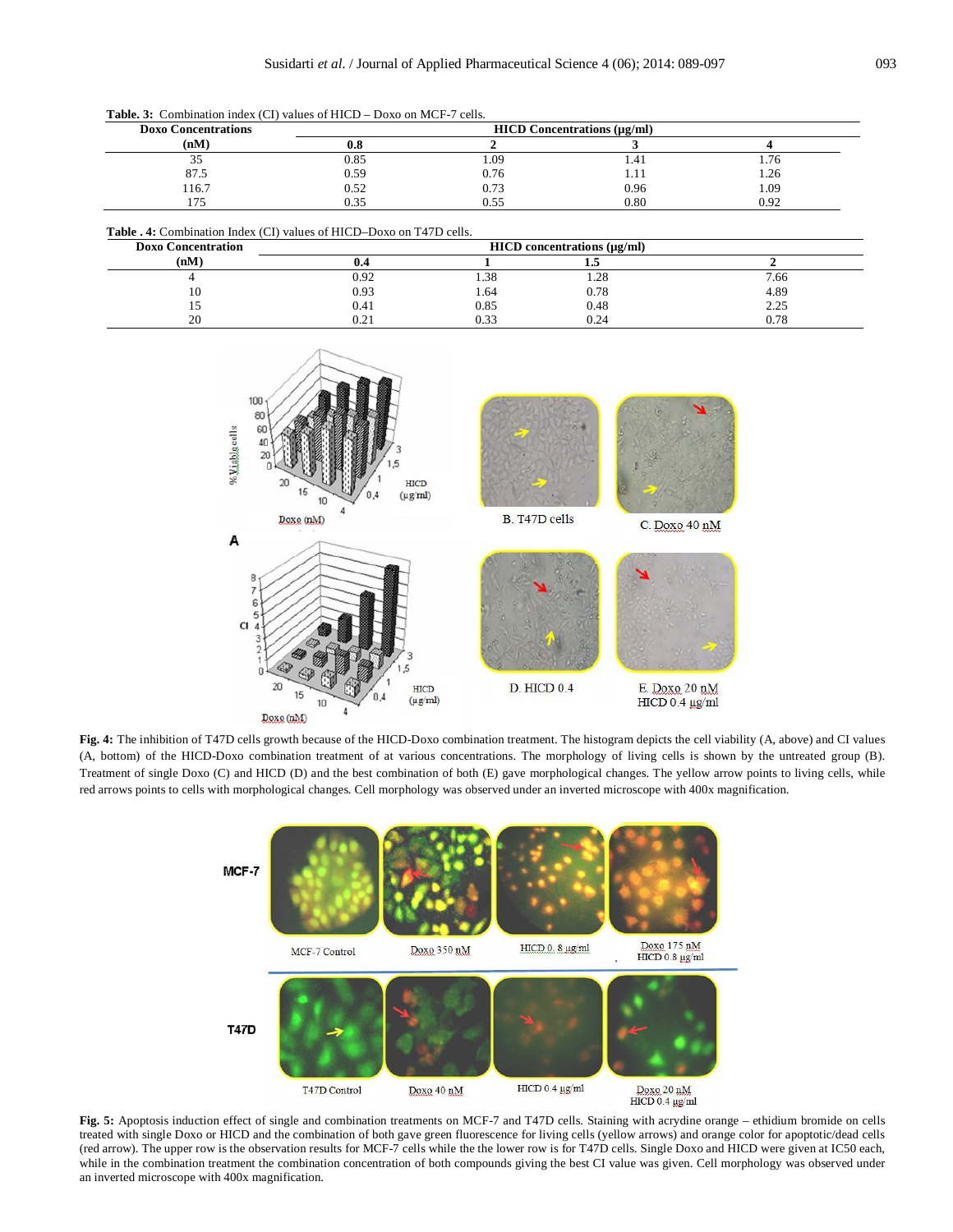**Table. 3:** Combination index (CI) values of HICD – Doxo on MCF-7 cells.

| Doxo Concentrations (nM) | HICD Concentrations (μg/ml) | | | |
|---|---|---|---|---|
| | 0.8 | 2 | 3 | 4 |
| 35 | 0.85 | 1.09 | 1.41 | 1.76 |
| 87.5 | 0.59 | 0.76 | 1.11 | 1.26 |
| 116.7 | 0.52 | 0.73 | 0.96 | 1.09 |
| 175 | 0.35 | 0.55 | 0.80 | 0.92 |

**Table . 4:** Combination Index (CI) values of HICD–Doxo on T47D cells.

| Doxo Concentration (nM) | HICD concentrations (μg/ml) | | | |
|---|---|---|---|---|
| | 0.4 | 1 | 1.5 | 2 |
| 4 | 0.92 | 1.38 | 1.28 | 7.66 |
| 10 | 0.93 | 1.64 | 0.78 | 4.89 |
| 15 | 0.41 | 0.85 | 0.48 | 2.25 |
| 20 | 0.21 | 0.33 | 0.24 | 0.78 |

**Fig. 4:** The inhibition of T47D cells growth because of the HICD-Doxo combination treatment. The histogram depicts the cell viability (A, above) and CI values (A, bottom) of the HICD-Doxo combination treatment of at various concentrations. The morphology of living cells is shown by the untreated group (B). Treatment of single Doxo (C) and HICD (D) and the best combination of both (E) gave morphological changes. The yellow arrow points to living cells, while red arrows points to cells with morphological changes. Cell morphology was observed under an inverted microscope with 400x magnification.

**Fig. 5:** Apoptosis induction effect of single and combination treatments on MCF-7 and T47D cells. Staining with acrydine orange – ethidium bromide on cells treated with single Doxo or HICD and the combination of both gave green fluorescence for living cells (yellow arrows) and orange color for apoptotic/dead cells (red arrow). The upper row is the observation results for MCF-7 cells while the the lower row is for T47D cells. Single Doxo and HICD were given at IC50 each, while in the combination treatment the combination concentration of both compounds giving the best CI value was given. Cell morphology was observed under an inverted microscope with 400x magnification.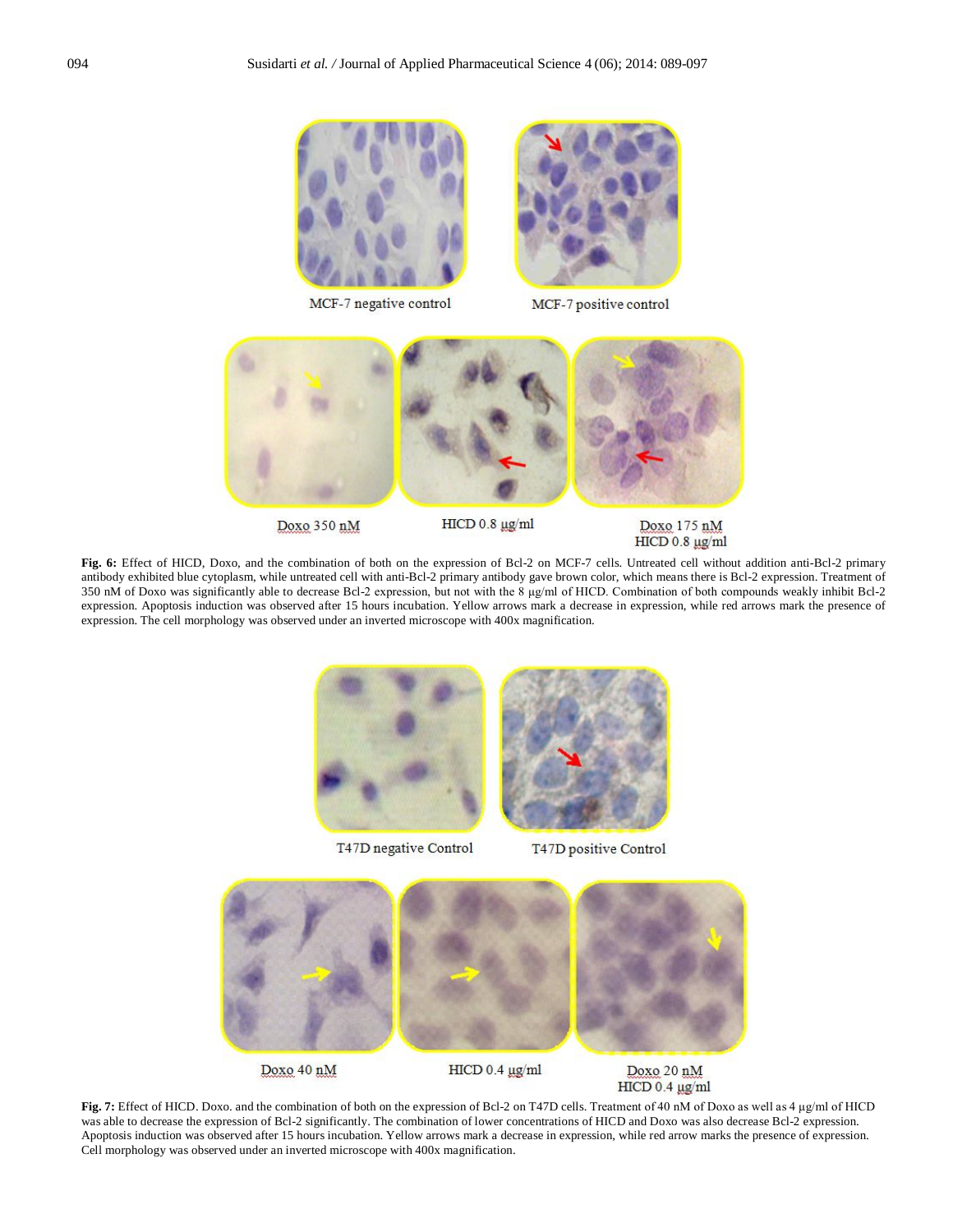MCF-7 negative control

MCF-7 positive control

Doxo 350 nM

HICD 0.8 µg/ml

Doxo 175 nM
HICD 0.8 µg/ml

**Fig. 6:** Effect of HICD, Doxo, and the combination of both on the expression of Bcl-2 on MCF-7 cells. Untreated cell without addition anti-Bcl-2 primary antibody exhibited blue cytoplasm, while untreated cell with anti-Bcl-2 primary antibody gave brown color, which means there is Bcl-2 expression. Treatment of 350 nM of Doxo was significantly able to decrease Bcl-2 expression, but not with the 8 µg/ml of HICD. Combination of both compounds weakly inhibit Bcl-2 expression. Apoptosis induction was observed after 15 hours incubation. Yellow arrows mark a decrease in expression, while red arrows mark the presence of expression. The cell morphology was observed under an inverted microscope with 400x magnification.

T47D negative Control

T47D positive Control

Doxo 40 nM

HICD 0.4 µg/ml

Doxo 20 nM
HICD 0.4 µg/ml

**Fig. 7:** Effect of HICD. Doxo. and the combination of both on the expression of Bcl-2 on T47D cells. Treatment of 40 nM of Doxo as well as 4 µg/ml of HICD was able to decrease the expression of Bcl-2 significantly. The combination of lower concentrations of HICD and Doxo was also decrease Bcl-2 expression. Apoptosis induction was observed after 15 hours incubation. Yellow arrows mark a decrease in expression, while red arrow marks the presence of expression. Cell morphology was observed under an inverted microscope with 400x magnification.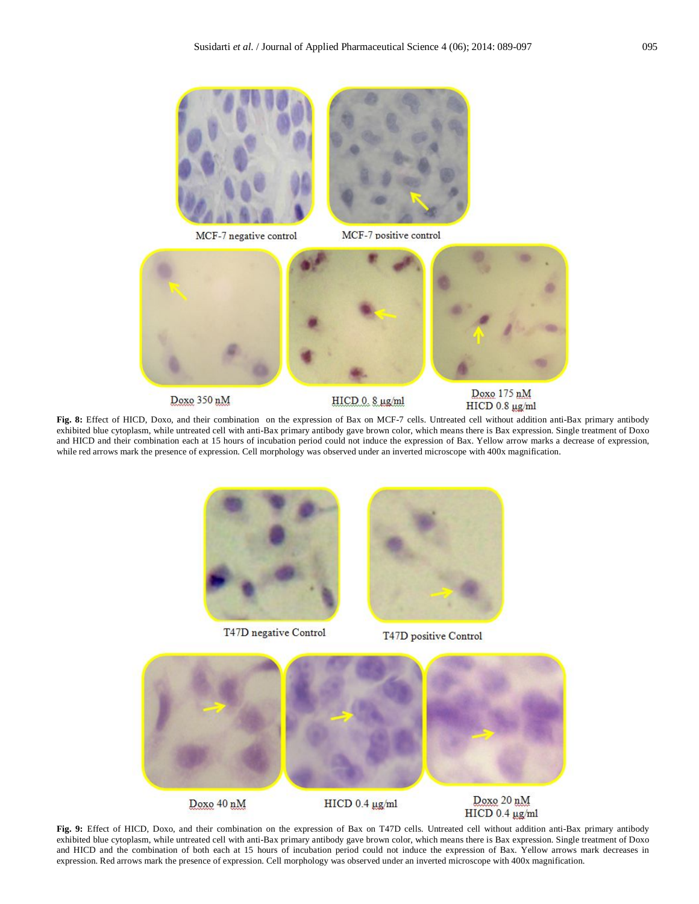MCF-7 negative control

MCF-7 positive control

Doxo 350 nM

HICD 0. 8 µg/ml

Doxo 175 nM
HICD 0.8 µg/ml

**Fig. 8:** Effect of HICD, Doxo, and their combination on the expression of Bax on MCF-7 cells. Untreated cell without addition anti-Bax primary antibody exhibited blue cytoplasm, while untreated cell with anti-Bax primary antibody gave brown color, which means there is Bax expression. Single treatment of Doxo and HICD and their combination each at 15 hours of incubation period could not induce the expression of Bax. Yellow arrow marks a decrease of expression, while red arrows mark the presence of expression. Cell morphology was observed under an inverted microscope with 400x magnification.

T47D negative Control

T47D positive Control

Doxo 40 nM

HICD 0.4 µg/ml

Doxo 20 nM
HICD 0.4 µg/ml

**Fig. 9:** Effect of HICD, Doxo, and their combination on the expression of Bax on T47D cells. Untreated cell without addition anti-Bax primary antibody exhibited blue cytoplasm, while untreated cell with anti-Bax primary antibody gave brown color, which means there is Bax expression. Single treatment of Doxo and HICD and the combination of both each at 15 hours of incubation period could not induce the expression of Bax. Yellow arrows mark decreases in expression. Red arrows mark the presence of expression. Cell morphology was observed under an inverted microscope with 400x magnification.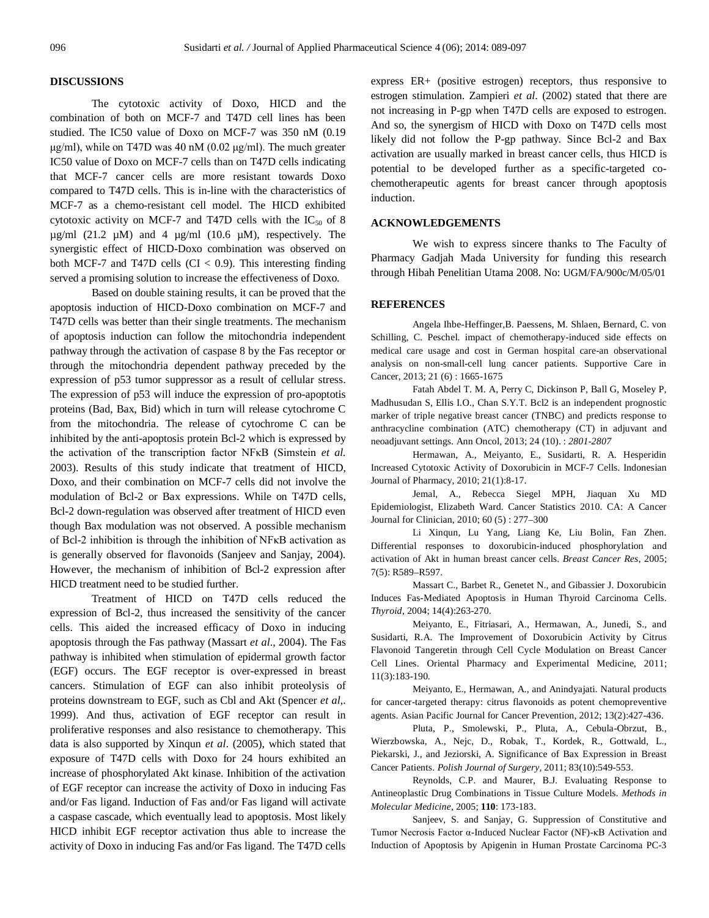## DISCUSSIONS

The cytotoxic activity of Doxo, HICD and the combination of both on MCF-7 and T47D cell lines has been studied. The IC50 value of Doxo on MCF-7 was 350 nM (0.19 μg/ml), while on T47D was 40 nM (0.02 μg/ml). The much greater IC50 value of Doxo on MCF-7 cells than on T47D cells indicating that MCF-7 cancer cells are more resistant towards Doxo compared to T47D cells. This is in-line with the characteristics of MCF-7 as a chemo-resistant cell model. The HICD exhibited cytotoxic activity on MCF-7 and T47D cells with the $IC_{50}$ of 8 μg/ml (21.2 μM) and 4 μg/ml (10.6 μM), respectively. The synergistic effect of HICD-Doxo combination was observed on both MCF-7 and T47D cells (CI < 0.9). This interesting finding served a promising solution to increase the effectiveness of Doxo.

Based on double staining results, it can be proved that the apoptosis induction of HICD-Doxo combination on MCF-7 and T47D cells was better than their single treatments. The mechanism of apoptosis induction can follow the mitochondria independent pathway through the activation of caspase 8 by the Fas receptor or through the mitochondria dependent pathway preceded by the expression of p53 tumor suppressor as a result of cellular stress. The expression of p53 will induce the expression of pro-apoptotis proteins (Bad, Bax, Bid) which in turn will release cytochrome C from the mitochondria. The release of cytochrome C can be inhibited by the anti-apoptosis protein Bcl-2 which is expressed by the activation of the transcription factor NFκB (Simstein *et al.* 2003). Results of this study indicate that treatment of HICD, Doxo, and their combination on MCF-7 cells did not involve the modulation of Bcl-2 or Bax expressions. While on T47D cells, Bcl-2 down-regulation was observed after treatment of HICD even though Bax modulation was not observed. A possible mechanism of Bcl-2 inhibition is through the inhibition of NFκB activation as is generally observed for flavonoids (Sanjeev and Sanjay, 2004). However, the mechanism of inhibition of Bcl-2 expression after HICD treatment need to be studied further.

Treatment of HICD on T47D cells reduced the expression of Bcl-2, thus increased the sensitivity of the cancer cells. This aided the increased efficacy of Doxo in inducing apoptosis through the Fas pathway (Massart *et al*., 2004). The Fas pathway is inhibited when stimulation of epidermal growth factor (EGF) occurs. The EGF receptor is over-expressed in breast cancers. Stimulation of EGF can also inhibit proteolysis of proteins downstream to EGF, such as Cbl and Akt (Spencer *et al*,. 1999). And thus, activation of EGF receptor can result in proliferative responses and also resistance to chemotherapy. This data is also supported by Xinqun *et al*. (2005), which stated that exposure of T47D cells with Doxo for 24 hours exhibited an increase of phosphorylated Akt kinase. Inhibition of the activation of EGF receptor can increase the activity of Doxo in inducing Fas and/or Fas ligand. Induction of Fas and/or Fas ligand will activate a caspase cascade, which eventually lead to apoptosis. Most likely HICD inhibit EGF receptor activation thus able to increase the activity of Doxo in inducing Fas and/or Fas ligand. The T47D cells express ER+ (positive estrogen) receptors, thus responsive to estrogen stimulation. Zampieri *et al*. (2002) stated that there are not increasing in P-gp when T47D cells are exposed to estrogen. And so, the synergism of HICD with Doxo on T47D cells most likely did not follow the P-gp pathway. Since Bcl-2 and Bax activation are usually marked in breast cancer cells, thus HICD is potential to be developed further as a specific-targeted co-chemotherapeutic agents for breast cancer through apoptosis induction.

## ACKNOWLEDGEMENTS

We wish to express sincere thanks to The Faculty of Pharmacy Gadjah Mada University for funding this research through Hibah Penelitian Utama 2008. No: UGM/FA/900c/M/05/01

## REFERENCES

Angela Ihbe-Heffinger,B. Paessens, M. Shlaen, Bernard, C. von Schilling, C. Peschel. impact of chemotherapy-induced side effects on medical care usage and cost in German hospital care-an observational analysis on non-small-cell lung cancer patients. Supportive Care in Cancer, 2013; 21 (6) : 1665-1675

Fatah Abdel T. M. A, Perry C, Dickinson P, Ball G, Moseley P, Madhusudan S, Ellis I.O., Chan S.Y.T. Bcl2 is an independent prognostic marker of triple negative breast cancer (TNBC) and predicts response to anthracycline combination (ATC) chemotherapy (CT) in adjuvant and neoadjuvant settings. Ann Oncol, 2013; 24 (10). : *2801-2807*

Hermawan, A., Meiyanto, E., Susidarti, R. A. Hesperidin Increased Cytotoxic Activity of Doxorubicin in MCF-7 Cells. Indonesian Journal of Pharmacy, 2010; 21(1):8-17.

Jemal, A., Rebecca Siegel MPH, Jiaquan Xu MD Epidemiologist, Elizabeth Ward. Cancer Statistics 2010. CA: A Cancer Journal for Clinician, 2010; 60 (5) : 277–300

Li Xinqun, Lu Yang, Liang Ke, Liu Bolin, Fan Zhen. Differential responses to doxorubicin-induced phosphorylation and activation of Akt in human breast cancer cells. *Breast Cancer Res*, 2005; 7(5): R589–R597.

Massart C., Barbet R., Genetet N., and Gibassier J. Doxorubicin Induces Fas-Mediated Apoptosis in Human Thyroid Carcinoma Cells. *Thyroid*, 2004; 14(4):263-270.

Meiyanto, E., Fitriasari, A., Hermawan, A., Junedi, S., and Susidarti, R.A. The Improvement of Doxorubicin Activity by Citrus Flavonoid Tangeretin through Cell Cycle Modulation on Breast Cancer Cell Lines. Oriental Pharmacy and Experimental Medicine, 2011; 11(3):183-190.

Meiyanto, E., Hermawan, A., and Anindyajati. Natural products for cancer-targeted therapy: citrus flavonoids as potent chemopreventive agents. Asian Pacific Journal for Cancer Prevention, 2012; 13(2):427-436.

Pluta, P., Smolewski, P., Pluta, A., Cebula-Obrzut, B., Wierzbowska, A., Nejc, D., Robak, T., Kordek, R., Gottwald, L., Piekarski, J., and Jeziorski, A. Significance of Bax Expression in Breast Cancer Patients. *Polish Journal of Surgery*, 2011; 83(10):549-553.

Reynolds, C.P. and Maurer, B.J. Evaluating Response to Antineoplastic Drug Combinations in Tissue Culture Models. *Methods in Molecular Medicine*, 2005; **110**: 173-183.

Sanjeev, S. and Sanjay, G. Suppression of Constitutive and Tumor Necrosis Factor α-Induced Nuclear Factor (NF)-κB Activation and Induction of Apoptosis by Apigenin in Human Prostate Carcinoma PC-3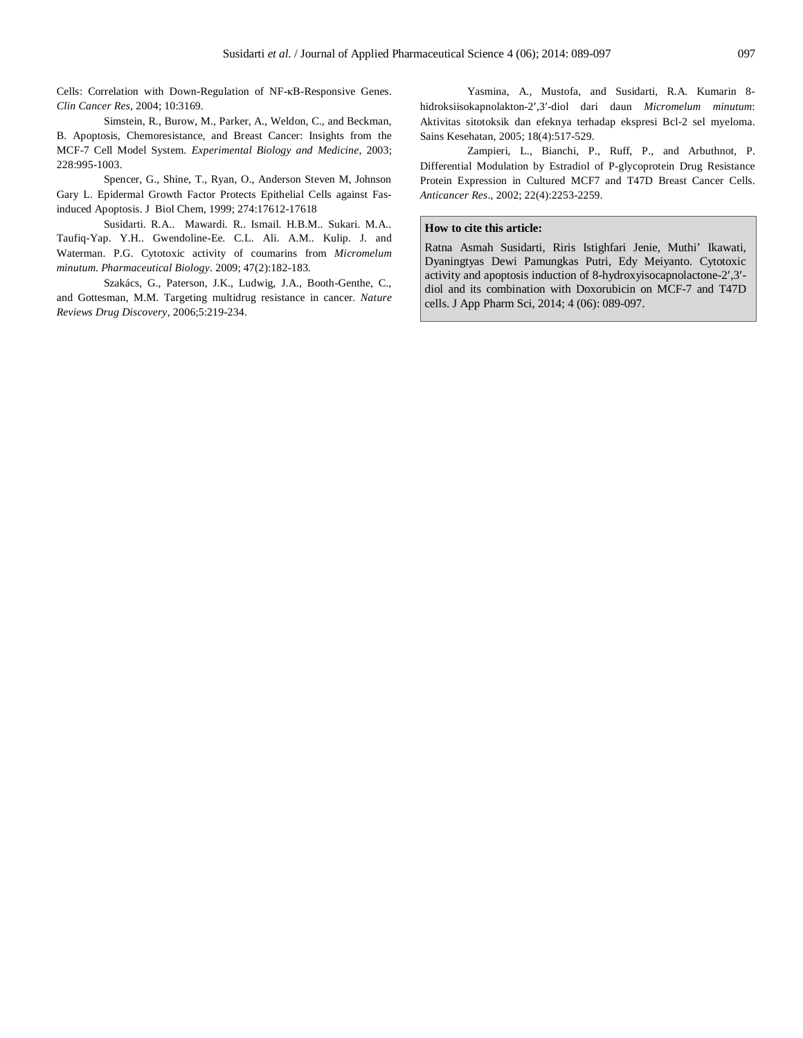Cells: Correlation with Down-Regulation of NF-κB-Responsive Genes. *Clin Cancer Res*, 2004; 10:3169.

Simstein, R., Burow, M., Parker, A., Weldon, C., and Beckman, B. Apoptosis, Chemoresistance, and Breast Cancer: Insights from the MCF-7 Cell Model System. *Experimental Biology and Medicine*, 2003; 228:995-1003.

Spencer, G., Shine, T., Ryan, O., Anderson Steven M, Johnson Gary L. Epidermal Growth Factor Protects Epithelial Cells against Fas-induced Apoptosis. J Biol Chem, 1999; 274:17612-17618

Susidarti. R.A.. Mawardi. R.. Ismail. H.B.M.. Sukari. M.A.. Taufiq-Yap. Y.H.. Gwendoline-Ee. C.L. Ali. A.M.. Kulip. J. and Waterman. P.G. Cytotoxic activity of coumarins from *Micromelum minutum*. *Pharmaceutical Biology*. 2009; 47(2):182-183.

Szakács, G., Paterson, J.K., Ludwig, J.A., Booth-Genthe, C., and Gottesman, M.M. Targeting multidrug resistance in cancer. *Nature Reviews Drug Discovery*, 2006;5:219-234.

Yasmina, A., Mustofa, and Susidarti, R.A. Kumarin 8-hidroksiisokapnolakton-2′,3′-diol dari daun *Micromelum minutum*: Aktivitas sitotoksik dan efeknya terhadap ekspresi Bcl-2 sel myeloma. Sains Kesehatan, 2005; 18(4):517-529.

Zampieri, L., Bianchi, P., Ruff, P., and Arbuthnot, P. Differential Modulation by Estradiol of P-glycoprotein Drug Resistance Protein Expression in Cultured MCF7 and T47D Breast Cancer Cells. *Anticancer Res*., 2002; 22(4):2253-2259.

**How to cite this article:**

Ratna Asmah Susidarti, Riris Istighfari Jenie, Muthi' Ikawati, Dyaningtyas Dewi Pamungkas Putri, Edy Meiyanto. Cytotoxic activity and apoptosis induction of 8-hydroxyisocapnolactone-2′,3′-diol and its combination with Doxorubicin on MCF-7 and T47D cells. J App Pharm Sci, 2014; 4 (06): 089-097.